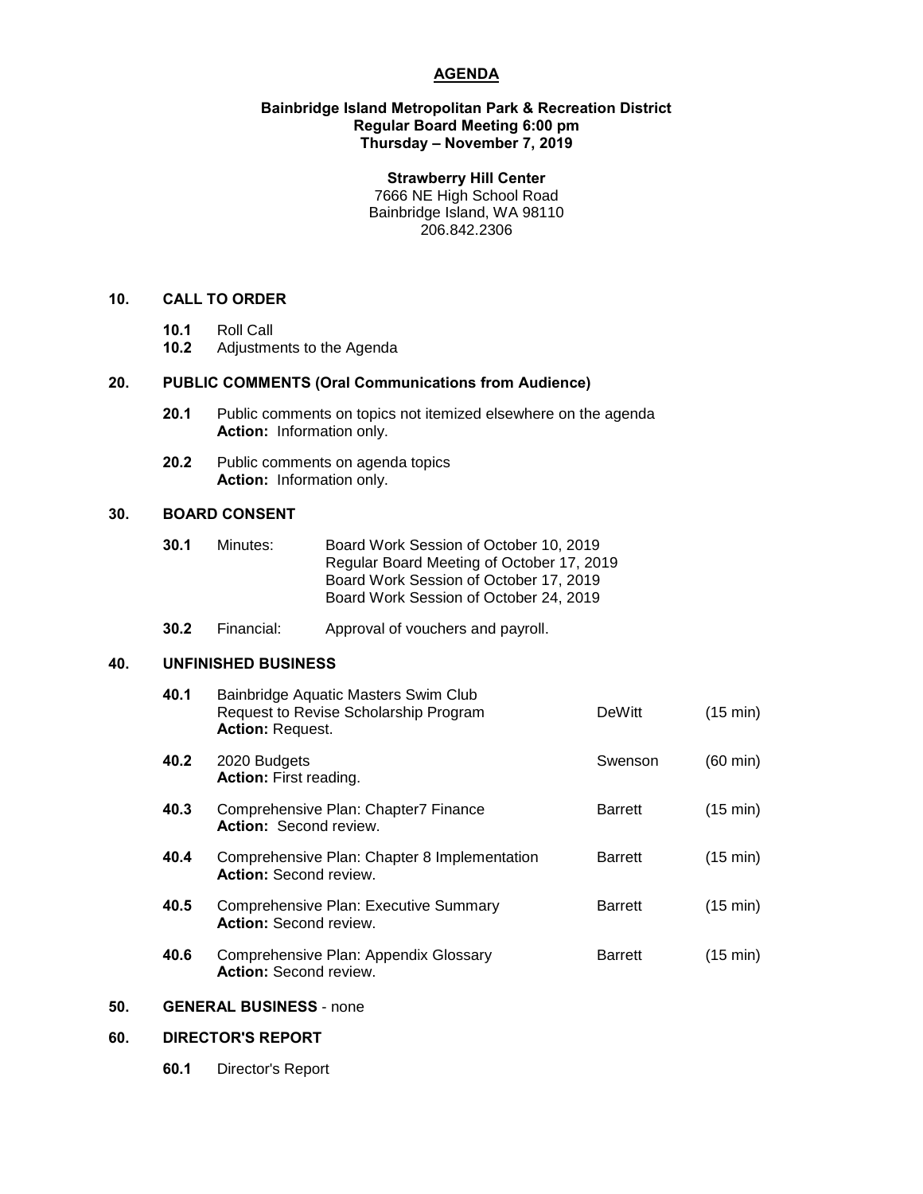# AGENDA

**Bainbridge Island Metropolitan Park & Recreation District**
**Regular Board Meeting 6:00 pm**
**Thursday – November 7, 2019**

**Strawberry Hill Center**
7666 NE High School Road
Bainbridge Island, WA 98110
206.842.2306

## 10. CALL TO ORDER

- **10.1** Roll Call
- **10.2** Adjustments to the Agenda

## 20. PUBLIC COMMENTS (Oral Communications from Audience)

- **20.1** Public comments on topics not itemized elsewhere on the agenda
  **Action:** Information only.
- **20.2** Public comments on agenda topics
  **Action:** Information only.

## 30. BOARD CONSENT

- **30.1** Minutes: Board Work Session of October 10, 2019
  Regular Board Meeting of October 17, 2019
  Board Work Session of October 17, 2019
  Board Work Session of October 24, 2019
- **30.2** Financial: Approval of vouchers and payroll.

## 40. UNFINISHED BUSINESS

| | Item | Presenter | Time |
|---|---|---|---|
| **40.1** | Bainbridge Aquatic Masters Swim Club Request to Revise Scholarship Program **Action:** Request. | DeWitt | (15 min) |
| **40.2** | 2020 Budgets **Action:** First reading. | Swenson | (60 min) |
| **40.3** | Comprehensive Plan: Chapter7 Finance **Action:** Second review. | Barrett | (15 min) |
| **40.4** | Comprehensive Plan: Chapter 8 Implementation **Action:** Second review. | Barrett | (15 min) |
| **40.5** | Comprehensive Plan: Executive Summary **Action:** Second review. | Barrett | (15 min) |
| **40.6** | Comprehensive Plan: Appendix Glossary **Action:** Second review. | Barrett | (15 min) |

## 50. GENERAL BUSINESS - none

## 60. DIRECTOR'S REPORT

- **60.1** Director's Report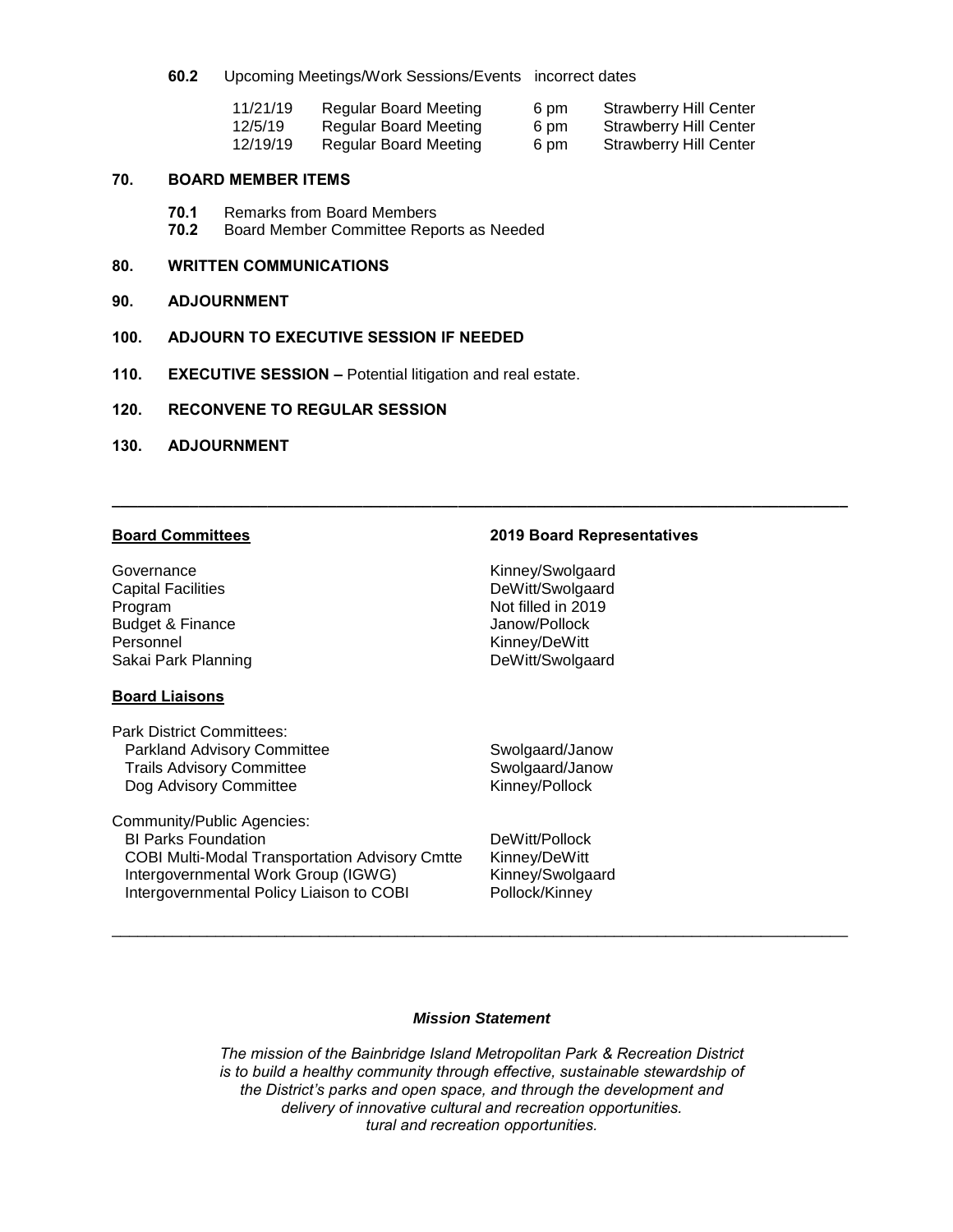**60.2** Upcoming Meetings/Work Sessions/Events incorrect dates

| | | | |
|---|---|---|---|
| 11/21/19 | Regular Board Meeting | 6 pm | Strawberry Hill Center |
| 12/5/19 | Regular Board Meeting | 6 pm | Strawberry Hill Center |
| 12/19/19 | Regular Board Meeting | 6 pm | Strawberry Hill Center |

**70. BOARD MEMBER ITEMS**

**70.1** Remarks from Board Members
**70.2** Board Member Committee Reports as Needed

**80. WRITTEN COMMUNICATIONS**

**90. ADJOURNMENT**

**100. ADJOURN TO EXECUTIVE SESSION IF NEEDED**

**110. EXECUTIVE SESSION –** Potential litigation and real estate.

**120. RECONVENE TO REGULAR SESSION**

**130. ADJOURNMENT**

---

| **Board Committees** | **2019 Board Representatives** |
|---|---|
| Governance | Kinney/Swolgaard |
| Capital Facilities | DeWitt/Swolgaard |
| Program | Not filled in 2019 |
| Budget & Finance | Janow/Pollock |
| Personnel | Kinney/DeWitt |
| Sakai Park Planning | DeWitt/Swolgaard |

**Board Liaisons**

| | |
|---|---|
| Park District Committees: | |
| Parkland Advisory Committee | Swolgaard/Janow |
| Trails Advisory Committee | Swolgaard/Janow |
| Dog Advisory Committee | Kinney/Pollock |
| Community/Public Agencies: | |
| BI Parks Foundation | DeWitt/Pollock |
| COBI Multi-Modal Transportation Advisory Cmtte | Kinney/DeWitt |
| Intergovernmental Work Group (IGWG) | Kinney/Swolgaard |
| Intergovernmental Policy Liaison to COBI | Pollock/Kinney |

---

***Mission Statement***

*The mission of the Bainbridge Island Metropolitan Park & Recreation District is to build a healthy community through effective, sustainable stewardship of the District's parks and open space, and through the development and delivery of innovative cultural and recreation opportunities.*
*tural and recreation opportunities.*